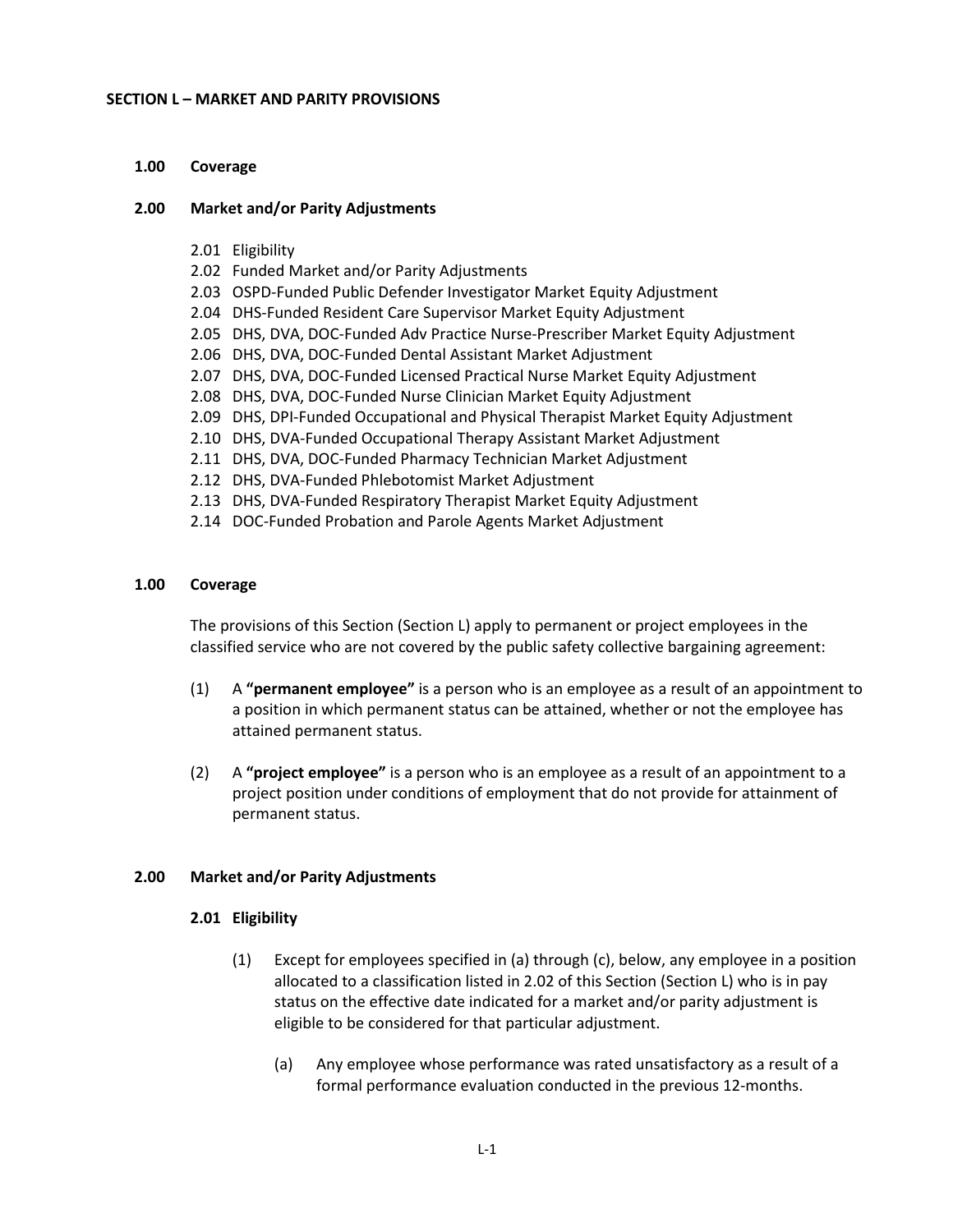# SECTION L – MARKET AND PARITY PROVISIONS

**1.00 Coverage**

**2.00 Market and/or Parity Adjustments**

- 2.01 Eligibility
- 2.02 Funded Market and/or Parity Adjustments
- 2.03 OSPD-Funded Public Defender Investigator Market Equity Adjustment
- 2.04 DHS-Funded Resident Care Supervisor Market Equity Adjustment
- 2.05 DHS, DVA, DOC-Funded Adv Practice Nurse-Prescriber Market Equity Adjustment
- 2.06 DHS, DVA, DOC-Funded Dental Assistant Market Adjustment
- 2.07 DHS, DVA, DOC-Funded Licensed Practical Nurse Market Equity Adjustment
- 2.08 DHS, DVA, DOC-Funded Nurse Clinician Market Equity Adjustment
- 2.09 DHS, DPI-Funded Occupational and Physical Therapist Market Equity Adjustment
- 2.10 DHS, DVA-Funded Occupational Therapy Assistant Market Adjustment
- 2.11 DHS, DVA, DOC-Funded Pharmacy Technician Market Adjustment
- 2.12 DHS, DVA-Funded Phlebotomist Market Adjustment
- 2.13 DHS, DVA-Funded Respiratory Therapist Market Equity Adjustment
- 2.14 DOC-Funded Probation and Parole Agents Market Adjustment

## 1.00 Coverage

The provisions of this Section (Section L) apply to permanent or project employees in the classified service who are not covered by the public safety collective bargaining agreement:

(1) A **"permanent employee"** is a person who is an employee as a result of an appointment to a position in which permanent status can be attained, whether or not the employee has attained permanent status.

(2) A **"project employee"** is a person who is an employee as a result of an appointment to a project position under conditions of employment that do not provide for attainment of permanent status.

## 2.00 Market and/or Parity Adjustments

### 2.01 Eligibility

(1) Except for employees specified in (a) through (c), below, any employee in a position allocated to a classification listed in 2.02 of this Section (Section L) who is in pay status on the effective date indicated for a market and/or parity adjustment is eligible to be considered for that particular adjustment.

(a) Any employee whose performance was rated unsatisfactory as a result of a formal performance evaluation conducted in the previous 12-months.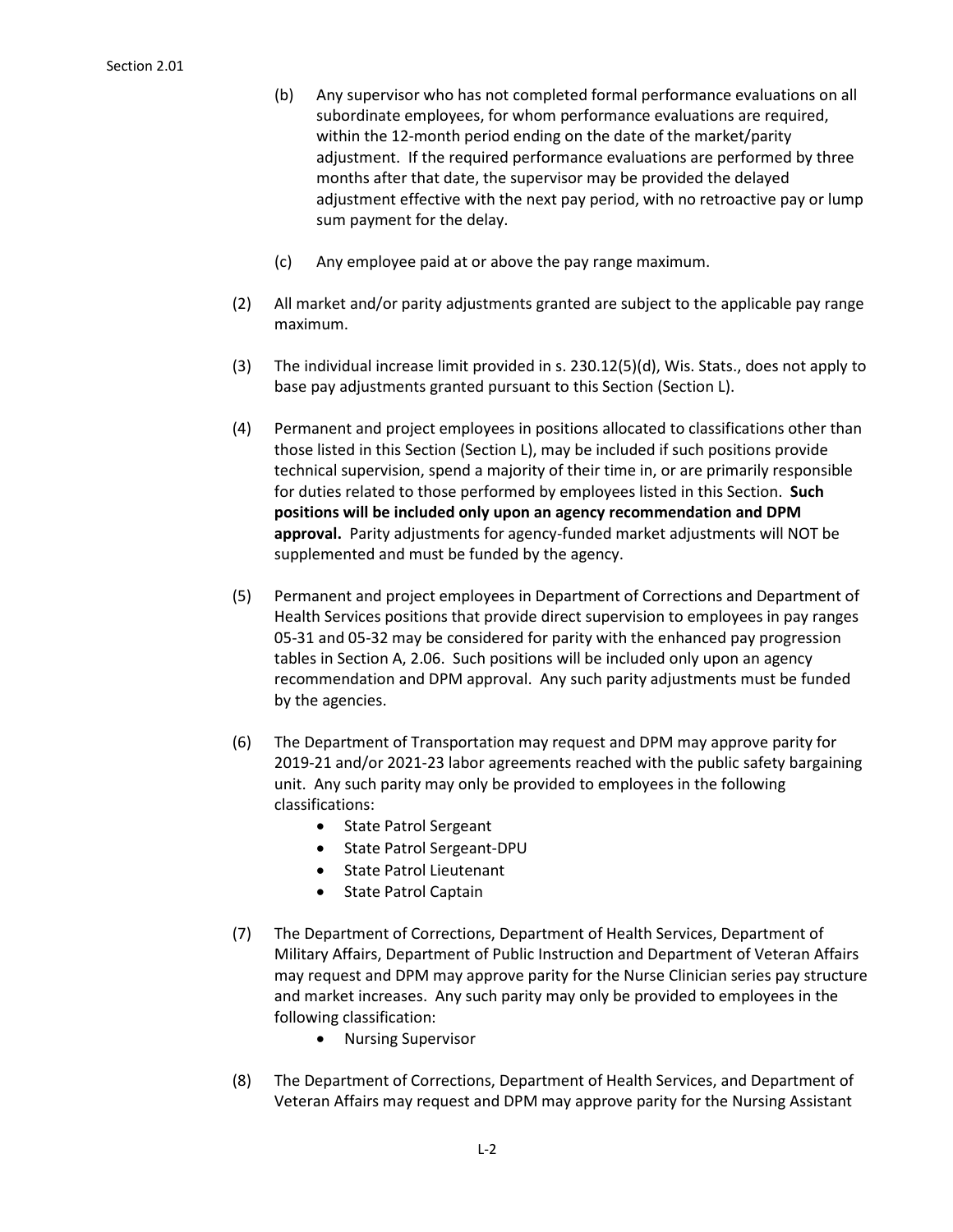(b) Any supervisor who has not completed formal performance evaluations on all subordinate employees, for whom performance evaluations are required, within the 12-month period ending on the date of the market/parity adjustment. If the required performance evaluations are performed by three months after that date, the supervisor may be provided the delayed adjustment effective with the next pay period, with no retroactive pay or lump sum payment for the delay.

(c) Any employee paid at or above the pay range maximum.

(2) All market and/or parity adjustments granted are subject to the applicable pay range maximum.

(3) The individual increase limit provided in s. 230.12(5)(d), Wis. Stats., does not apply to base pay adjustments granted pursuant to this Section (Section L).

(4) Permanent and project employees in positions allocated to classifications other than those listed in this Section (Section L), may be included if such positions provide technical supervision, spend a majority of their time in, or are primarily responsible for duties related to those performed by employees listed in this Section. **Such positions will be included only upon an agency recommendation and DPM approval.** Parity adjustments for agency-funded market adjustments will NOT be supplemented and must be funded by the agency.

(5) Permanent and project employees in Department of Corrections and Department of Health Services positions that provide direct supervision to employees in pay ranges 05-31 and 05-32 may be considered for parity with the enhanced pay progression tables in Section A, 2.06. Such positions will be included only upon an agency recommendation and DPM approval. Any such parity adjustments must be funded by the agencies.

(6) The Department of Transportation may request and DPM may approve parity for 2019-21 and/or 2021-23 labor agreements reached with the public safety bargaining unit. Any such parity may only be provided to employees in the following classifications:
- State Patrol Sergeant
- State Patrol Sergeant-DPU
- State Patrol Lieutenant
- State Patrol Captain

(7) The Department of Corrections, Department of Health Services, Department of Military Affairs, Department of Public Instruction and Department of Veteran Affairs may request and DPM may approve parity for the Nurse Clinician series pay structure and market increases. Any such parity may only be provided to employees in the following classification:
- Nursing Supervisor

(8) The Department of Corrections, Department of Health Services, and Department of Veteran Affairs may request and DPM may approve parity for the Nursing Assistant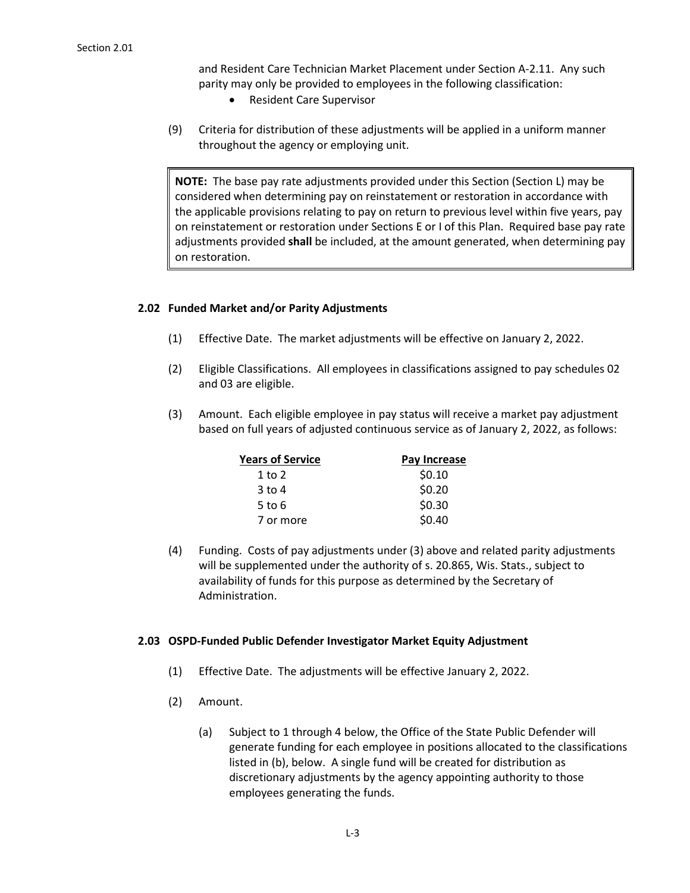and Resident Care Technician Market Placement under Section A-2.11. Any such parity may only be provided to employees in the following classification:

- Resident Care Supervisor

(9) Criteria for distribution of these adjustments will be applied in a uniform manner throughout the agency or employing unit.

> **NOTE:** The base pay rate adjustments provided under this Section (Section L) may be considered when determining pay on reinstatement or restoration in accordance with the applicable provisions relating to pay on return to previous level within five years, pay on reinstatement or restoration under Sections E or I of this Plan. Required base pay rate adjustments provided **shall** be included, at the amount generated, when determining pay on restoration.

### 2.02 Funded Market and/or Parity Adjustments

(1) Effective Date. The market adjustments will be effective on January 2, 2022.

(2) Eligible Classifications. All employees in classifications assigned to pay schedules 02 and 03 are eligible.

(3) Amount. Each eligible employee in pay status will receive a market pay adjustment based on full years of adjusted continuous service as of January 2, 2022, as follows:

| Years of Service | Pay Increase |
|---|---|
| 1 to 2 | $0.10 |
| 3 to 4 | $0.20 |
| 5 to 6 | $0.30 |
| 7 or more | $0.40 |

(4) Funding. Costs of pay adjustments under (3) above and related parity adjustments will be supplemented under the authority of s. 20.865, Wis. Stats., subject to availability of funds for this purpose as determined by the Secretary of Administration.

### 2.03 OSPD-Funded Public Defender Investigator Market Equity Adjustment

(1) Effective Date. The adjustments will be effective January 2, 2022.

(2) Amount.

(a) Subject to 1 through 4 below, the Office of the State Public Defender will generate funding for each employee in positions allocated to the classifications listed in (b), below. A single fund will be created for distribution as discretionary adjustments by the agency appointing authority to those employees generating the funds.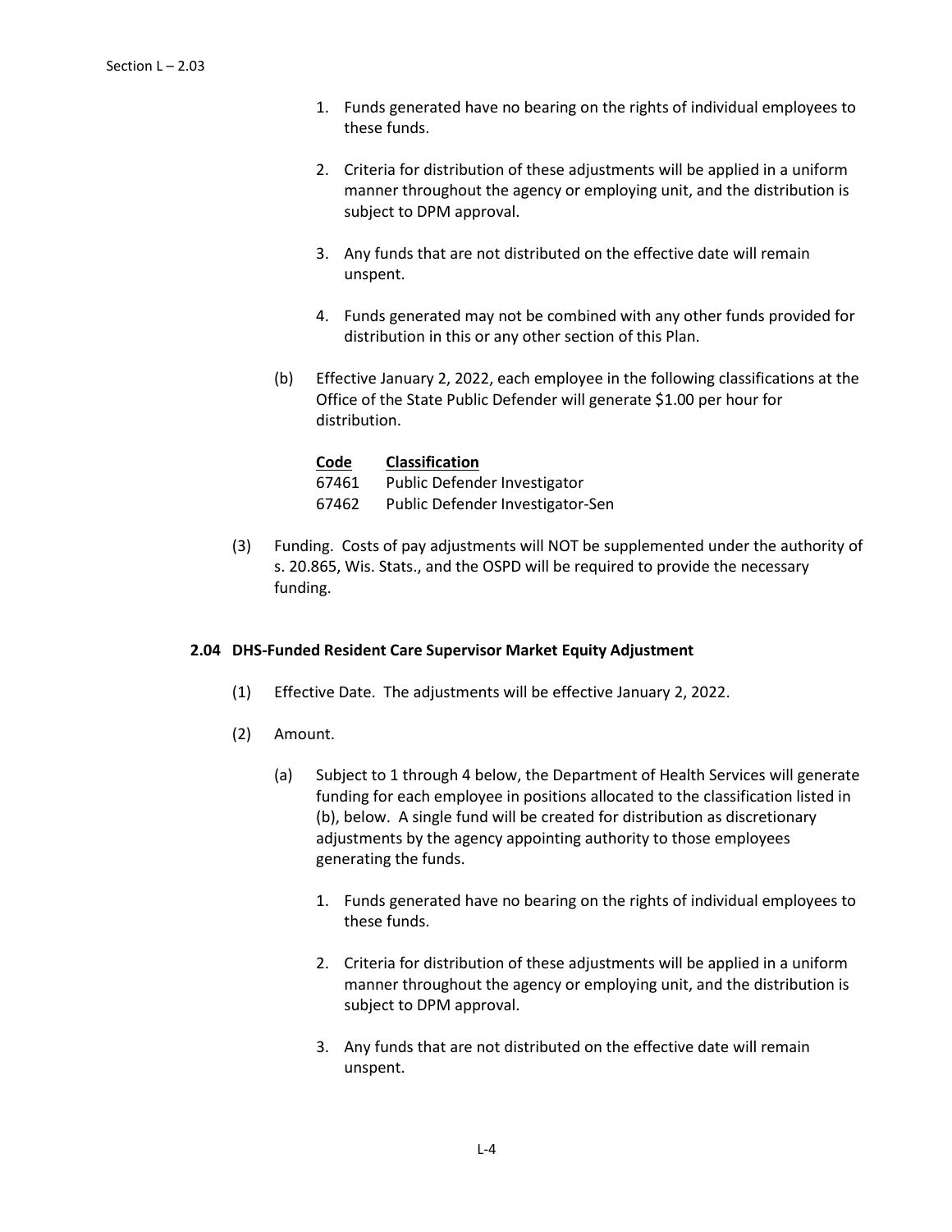1. Funds generated have no bearing on the rights of individual employees to these funds.

2. Criteria for distribution of these adjustments will be applied in a uniform manner throughout the agency or employing unit, and the distribution is subject to DPM approval.

3. Any funds that are not distributed on the effective date will remain unspent.

4. Funds generated may not be combined with any other funds provided for distribution in this or any other section of this Plan.

(b) Effective January 2, 2022, each employee in the following classifications at the Office of the State Public Defender will generate $1.00 per hour for distribution.

| Code | Classification |
| --- | --- |
| 67461 | Public Defender Investigator |
| 67462 | Public Defender Investigator-Sen |

(3) Funding. Costs of pay adjustments will NOT be supplemented under the authority of s. 20.865, Wis. Stats., and the OSPD will be required to provide the necessary funding.

### 2.04 DHS-Funded Resident Care Supervisor Market Equity Adjustment

(1) Effective Date. The adjustments will be effective January 2, 2022.

(2) Amount.

(a) Subject to 1 through 4 below, the Department of Health Services will generate funding for each employee in positions allocated to the classification listed in (b), below. A single fund will be created for distribution as discretionary adjustments by the agency appointing authority to those employees generating the funds.

1. Funds generated have no bearing on the rights of individual employees to these funds.

2. Criteria for distribution of these adjustments will be applied in a uniform manner throughout the agency or employing unit, and the distribution is subject to DPM approval.

3. Any funds that are not distributed on the effective date will remain unspent.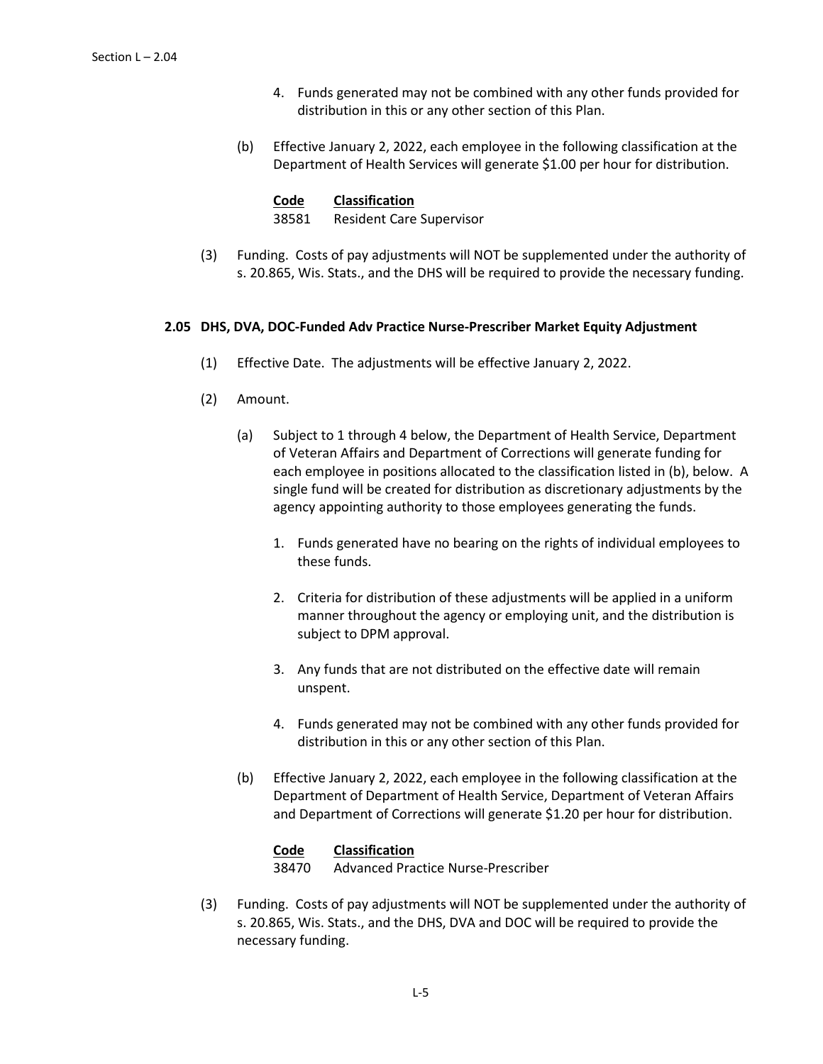4. Funds generated may not be combined with any other funds provided for distribution in this or any other section of this Plan.

(b) Effective January 2, 2022, each employee in the following classification at the Department of Health Services will generate $1.00 per hour for distribution.

| Code | Classification |
|---|---|
| 38581 | Resident Care Supervisor |

(3) Funding. Costs of pay adjustments will NOT be supplemented under the authority of s. 20.865, Wis. Stats., and the DHS will be required to provide the necessary funding.

### 2.05 DHS, DVA, DOC-Funded Adv Practice Nurse-Prescriber Market Equity Adjustment

(1) Effective Date. The adjustments will be effective January 2, 2022.

(2) Amount.

(a) Subject to 1 through 4 below, the Department of Health Service, Department of Veteran Affairs and Department of Corrections will generate funding for each employee in positions allocated to the classification listed in (b), below. A single fund will be created for distribution as discretionary adjustments by the agency appointing authority to those employees generating the funds.

1. Funds generated have no bearing on the rights of individual employees to these funds.

2. Criteria for distribution of these adjustments will be applied in a uniform manner throughout the agency or employing unit, and the distribution is subject to DPM approval.

3. Any funds that are not distributed on the effective date will remain unspent.

4. Funds generated may not be combined with any other funds provided for distribution in this or any other section of this Plan.

(b) Effective January 2, 2022, each employee in the following classification at the Department of Department of Health Service, Department of Veteran Affairs and Department of Corrections will generate $1.20 per hour for distribution.

| Code | Classification |
|---|---|
| 38470 | Advanced Practice Nurse-Prescriber |

(3) Funding. Costs of pay adjustments will NOT be supplemented under the authority of s. 20.865, Wis. Stats., and the DHS, DVA and DOC will be required to provide the necessary funding.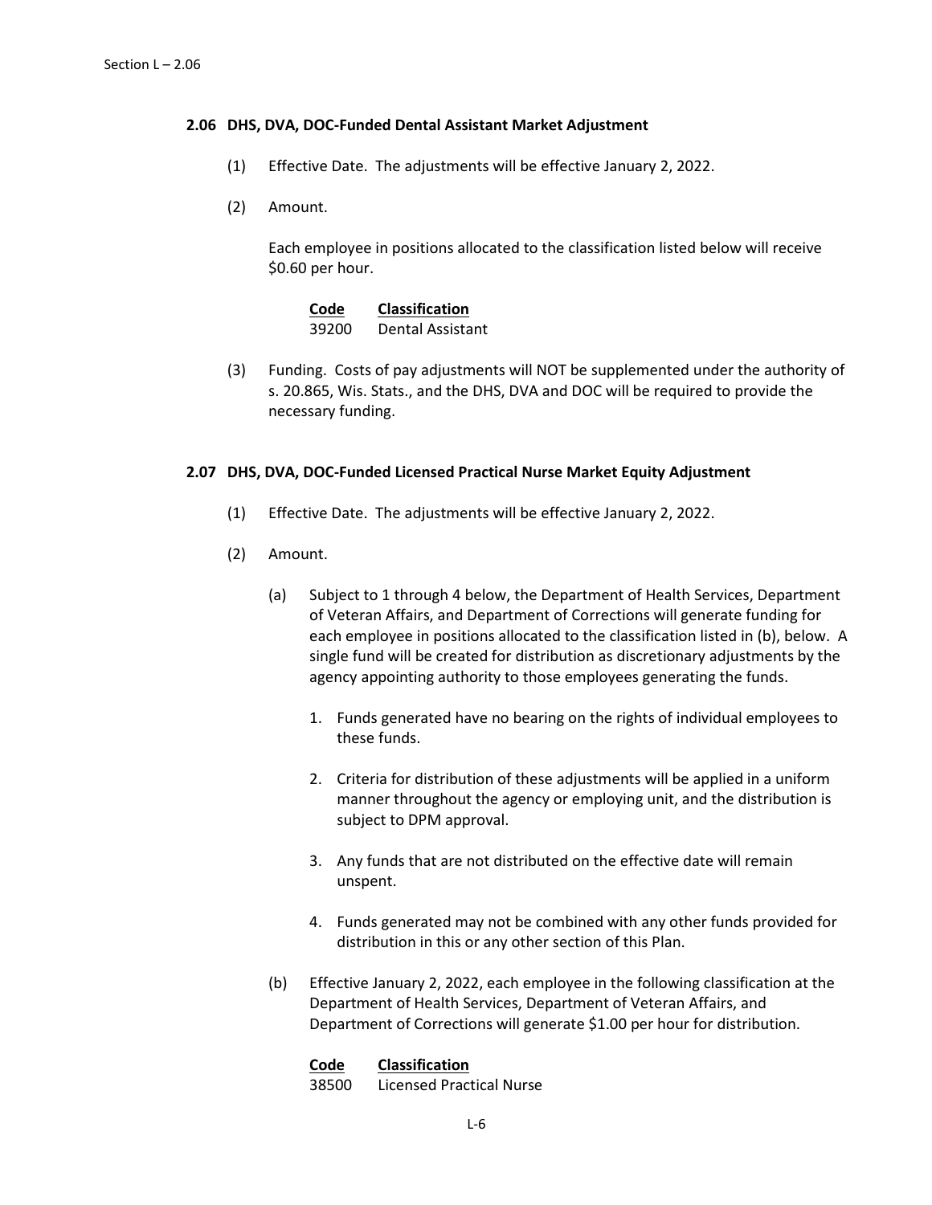### 2.06 DHS, DVA, DOC-Funded Dental Assistant Market Adjustment

(1) Effective Date. The adjustments will be effective January 2, 2022.

(2) Amount.

Each employee in positions allocated to the classification listed below will receive $0.60 per hour.

| Code | Classification |
|---|---|
| 39200 | Dental Assistant |

(3) Funding. Costs of pay adjustments will NOT be supplemented under the authority of s. 20.865, Wis. Stats., and the DHS, DVA and DOC will be required to provide the necessary funding.

### 2.07 DHS, DVA, DOC-Funded Licensed Practical Nurse Market Equity Adjustment

(1) Effective Date. The adjustments will be effective January 2, 2022.

(2) Amount.

(a) Subject to 1 through 4 below, the Department of Health Services, Department of Veteran Affairs, and Department of Corrections will generate funding for each employee in positions allocated to the classification listed in (b), below. A single fund will be created for distribution as discretionary adjustments by the agency appointing authority to those employees generating the funds.

1. Funds generated have no bearing on the rights of individual employees to these funds.

2. Criteria for distribution of these adjustments will be applied in a uniform manner throughout the agency or employing unit, and the distribution is subject to DPM approval.

3. Any funds that are not distributed on the effective date will remain unspent.

4. Funds generated may not be combined with any other funds provided for distribution in this or any other section of this Plan.

(b) Effective January 2, 2022, each employee in the following classification at the Department of Health Services, Department of Veteran Affairs, and Department of Corrections will generate $1.00 per hour for distribution.

| Code | Classification |
|---|---|
| 38500 | Licensed Practical Nurse |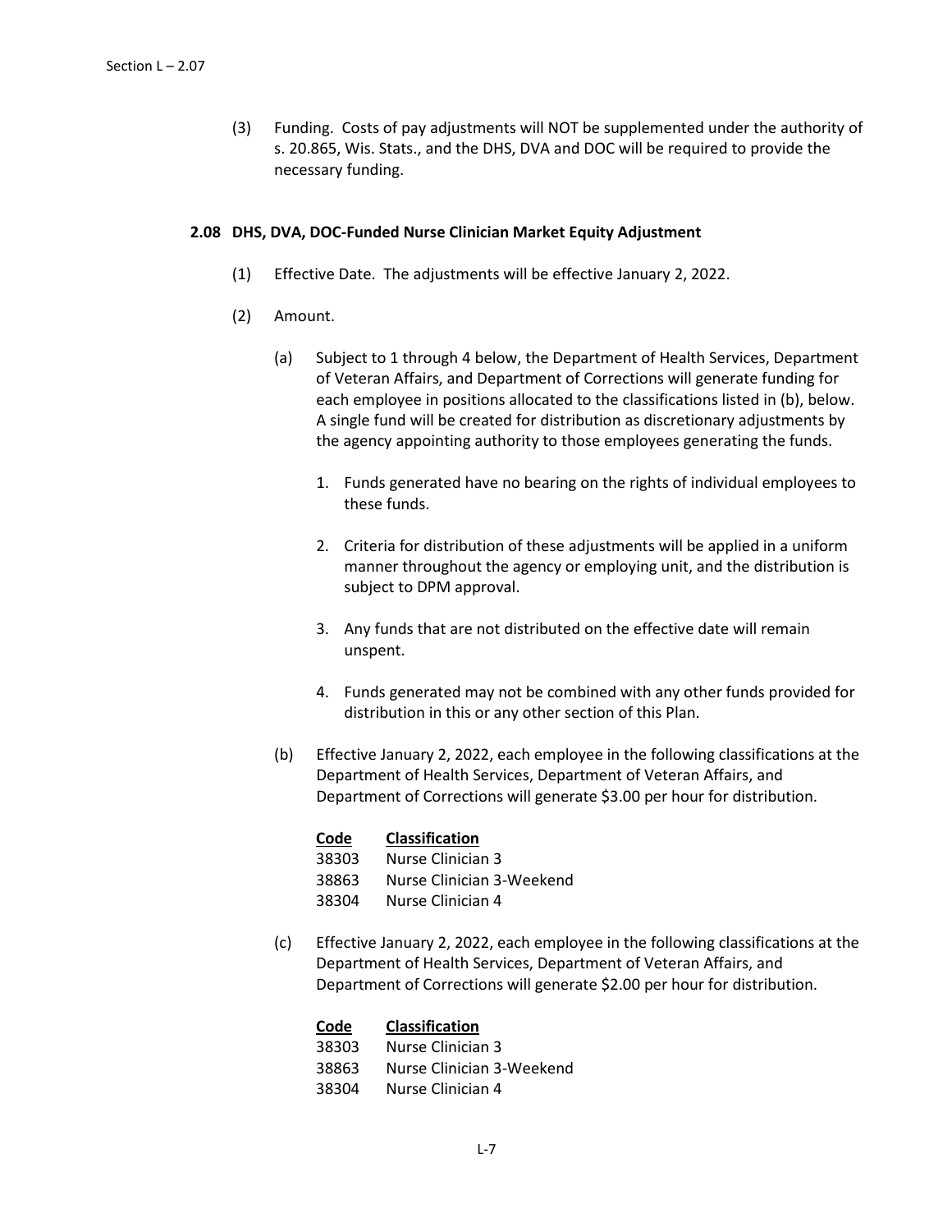(3) Funding. Costs of pay adjustments will NOT be supplemented under the authority of s. 20.865, Wis. Stats., and the DHS, DVA and DOC will be required to provide the necessary funding.

### 2.08 DHS, DVA, DOC-Funded Nurse Clinician Market Equity Adjustment

(1) Effective Date. The adjustments will be effective January 2, 2022.

(2) Amount.

(a) Subject to 1 through 4 below, the Department of Health Services, Department of Veteran Affairs, and Department of Corrections will generate funding for each employee in positions allocated to the classifications listed in (b), below. A single fund will be created for distribution as discretionary adjustments by the agency appointing authority to those employees generating the funds.

1. Funds generated have no bearing on the rights of individual employees to these funds.

2. Criteria for distribution of these adjustments will be applied in a uniform manner throughout the agency or employing unit, and the distribution is subject to DPM approval.

3. Any funds that are not distributed on the effective date will remain unspent.

4. Funds generated may not be combined with any other funds provided for distribution in this or any other section of this Plan.

(b) Effective January 2, 2022, each employee in the following classifications at the Department of Health Services, Department of Veteran Affairs, and Department of Corrections will generate $3.00 per hour for distribution.

| Code | Classification |
|---|---|
| 38303 | Nurse Clinician 3 |
| 38863 | Nurse Clinician 3-Weekend |
| 38304 | Nurse Clinician 4 |

(c) Effective January 2, 2022, each employee in the following classifications at the Department of Health Services, Department of Veteran Affairs, and Department of Corrections will generate $2.00 per hour for distribution.

| Code | Classification |
|---|---|
| 38303 | Nurse Clinician 3 |
| 38863 | Nurse Clinician 3-Weekend |
| 38304 | Nurse Clinician 4 |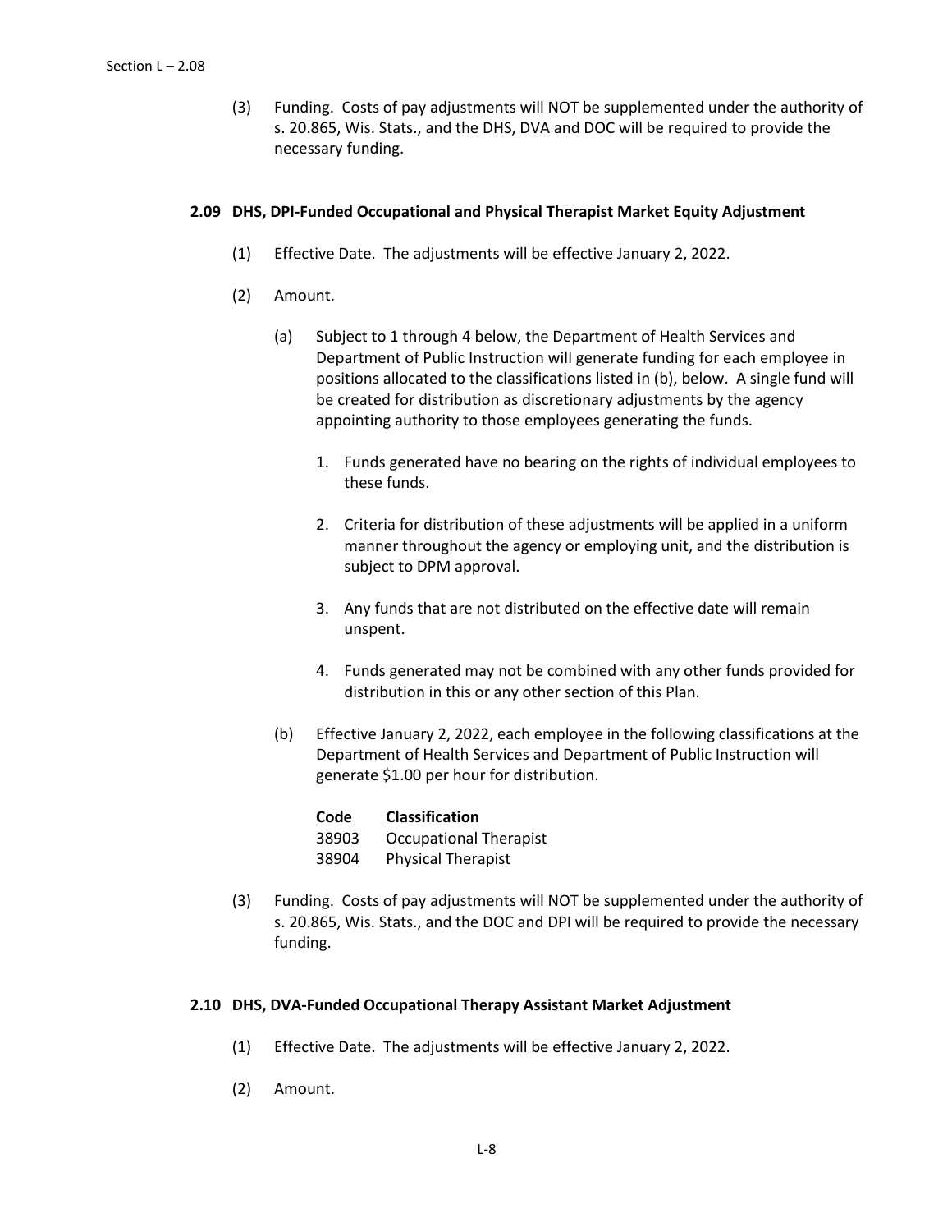(3) Funding. Costs of pay adjustments will NOT be supplemented under the authority of s. 20.865, Wis. Stats., and the DHS, DVA and DOC will be required to provide the necessary funding.

### 2.09 DHS, DPI-Funded Occupational and Physical Therapist Market Equity Adjustment

(1) Effective Date. The adjustments will be effective January 2, 2022.

(2) Amount.

(a) Subject to 1 through 4 below, the Department of Health Services and Department of Public Instruction will generate funding for each employee in positions allocated to the classifications listed in (b), below. A single fund will be created for distribution as discretionary adjustments by the agency appointing authority to those employees generating the funds.

1. Funds generated have no bearing on the rights of individual employees to these funds.

2. Criteria for distribution of these adjustments will be applied in a uniform manner throughout the agency or employing unit, and the distribution is subject to DPM approval.

3. Any funds that are not distributed on the effective date will remain unspent.

4. Funds generated may not be combined with any other funds provided for distribution in this or any other section of this Plan.

(b) Effective January 2, 2022, each employee in the following classifications at the Department of Health Services and Department of Public Instruction will generate $1.00 per hour for distribution.

| Code | Classification |
|---|---|
| 38903 | Occupational Therapist |
| 38904 | Physical Therapist |

(3) Funding. Costs of pay adjustments will NOT be supplemented under the authority of s. 20.865, Wis. Stats., and the DOC and DPI will be required to provide the necessary funding.

### 2.10 DHS, DVA-Funded Occupational Therapy Assistant Market Adjustment

(1) Effective Date. The adjustments will be effective January 2, 2022.

(2) Amount.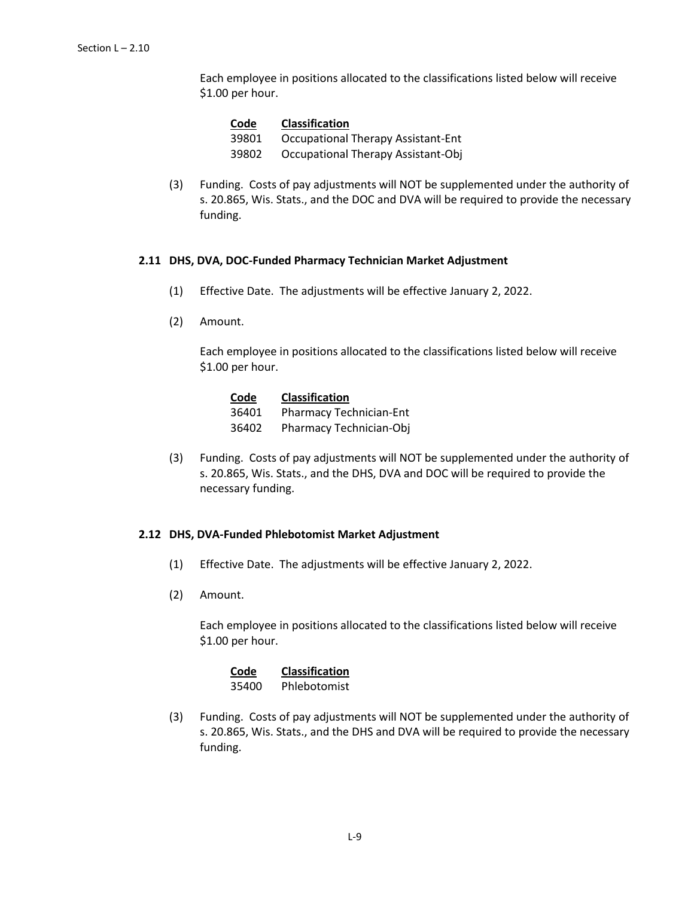Each employee in positions allocated to the classifications listed below will receive $1.00 per hour.

| Code | Classification |
|---|---|
| 39801 | Occupational Therapy Assistant-Ent |
| 39802 | Occupational Therapy Assistant-Obj |

(3) Funding. Costs of pay adjustments will NOT be supplemented under the authority of s. 20.865, Wis. Stats., and the DOC and DVA will be required to provide the necessary funding.

### 2.11 DHS, DVA, DOC-Funded Pharmacy Technician Market Adjustment

(1) Effective Date. The adjustments will be effective January 2, 2022.

(2) Amount.

Each employee in positions allocated to the classifications listed below will receive $1.00 per hour.

| Code | Classification |
|---|---|
| 36401 | Pharmacy Technician-Ent |
| 36402 | Pharmacy Technician-Obj |

(3) Funding. Costs of pay adjustments will NOT be supplemented under the authority of s. 20.865, Wis. Stats., and the DHS, DVA and DOC will be required to provide the necessary funding.

### 2.12 DHS, DVA-Funded Phlebotomist Market Adjustment

(1) Effective Date. The adjustments will be effective January 2, 2022.

(2) Amount.

Each employee in positions allocated to the classifications listed below will receive $1.00 per hour.

| Code | Classification |
|---|---|
| 35400 | Phlebotomist |

(3) Funding. Costs of pay adjustments will NOT be supplemented under the authority of s. 20.865, Wis. Stats., and the DHS and DVA will be required to provide the necessary funding.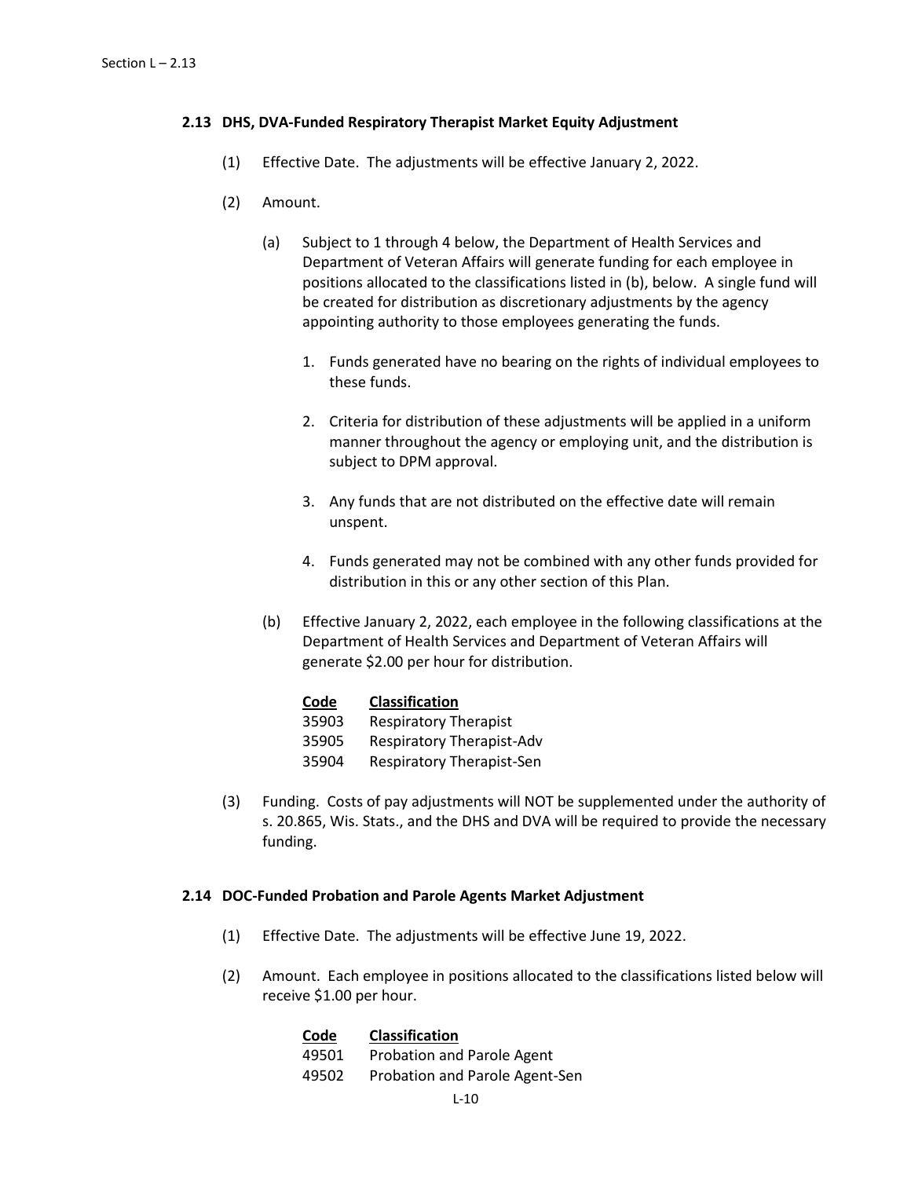### 2.13 DHS, DVA-Funded Respiratory Therapist Market Equity Adjustment

(1) Effective Date. The adjustments will be effective January 2, 2022.

(2) Amount.

(a) Subject to 1 through 4 below, the Department of Health Services and Department of Veteran Affairs will generate funding for each employee in positions allocated to the classifications listed in (b), below. A single fund will be created for distribution as discretionary adjustments by the agency appointing authority to those employees generating the funds.

1. Funds generated have no bearing on the rights of individual employees to these funds.

2. Criteria for distribution of these adjustments will be applied in a uniform manner throughout the agency or employing unit, and the distribution is subject to DPM approval.

3. Any funds that are not distributed on the effective date will remain unspent.

4. Funds generated may not be combined with any other funds provided for distribution in this or any other section of this Plan.

(b) Effective January 2, 2022, each employee in the following classifications at the Department of Health Services and Department of Veteran Affairs will generate $2.00 per hour for distribution.

| Code | Classification |
|---|---|
| 35903 | Respiratory Therapist |
| 35905 | Respiratory Therapist-Adv |
| 35904 | Respiratory Therapist-Sen |

(3) Funding. Costs of pay adjustments will NOT be supplemented under the authority of s. 20.865, Wis. Stats., and the DHS and DVA will be required to provide the necessary funding.

### 2.14 DOC-Funded Probation and Parole Agents Market Adjustment

(1) Effective Date. The adjustments will be effective June 19, 2022.

(2) Amount. Each employee in positions allocated to the classifications listed below will receive $1.00 per hour.

| Code | Classification |
|---|---|
| 49501 | Probation and Parole Agent |
| 49502 | Probation and Parole Agent-Sen |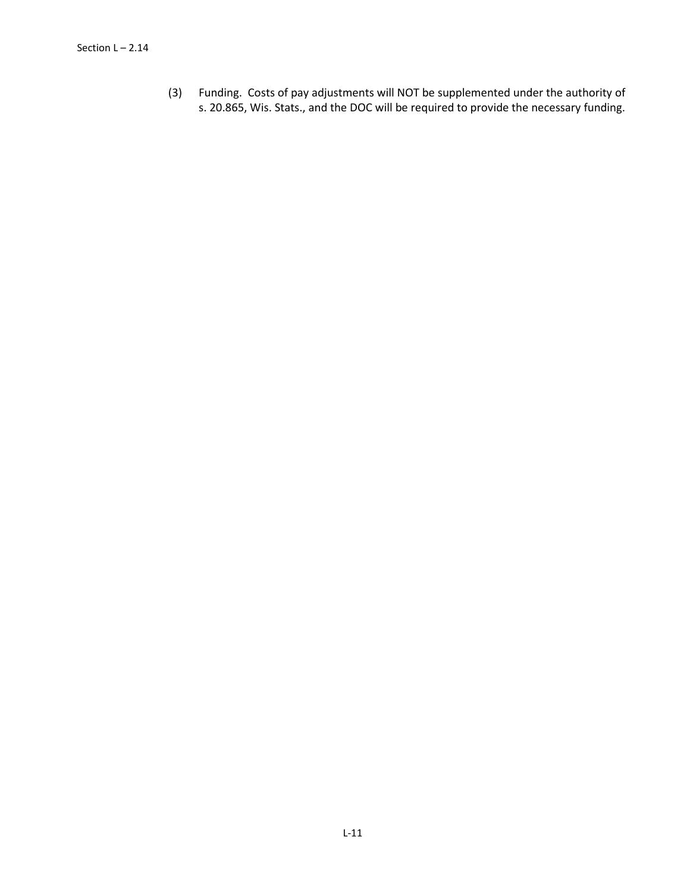(3) Funding. Costs of pay adjustments will NOT be supplemented under the authority of s. 20.865, Wis. Stats., and the DOC will be required to provide the necessary funding.